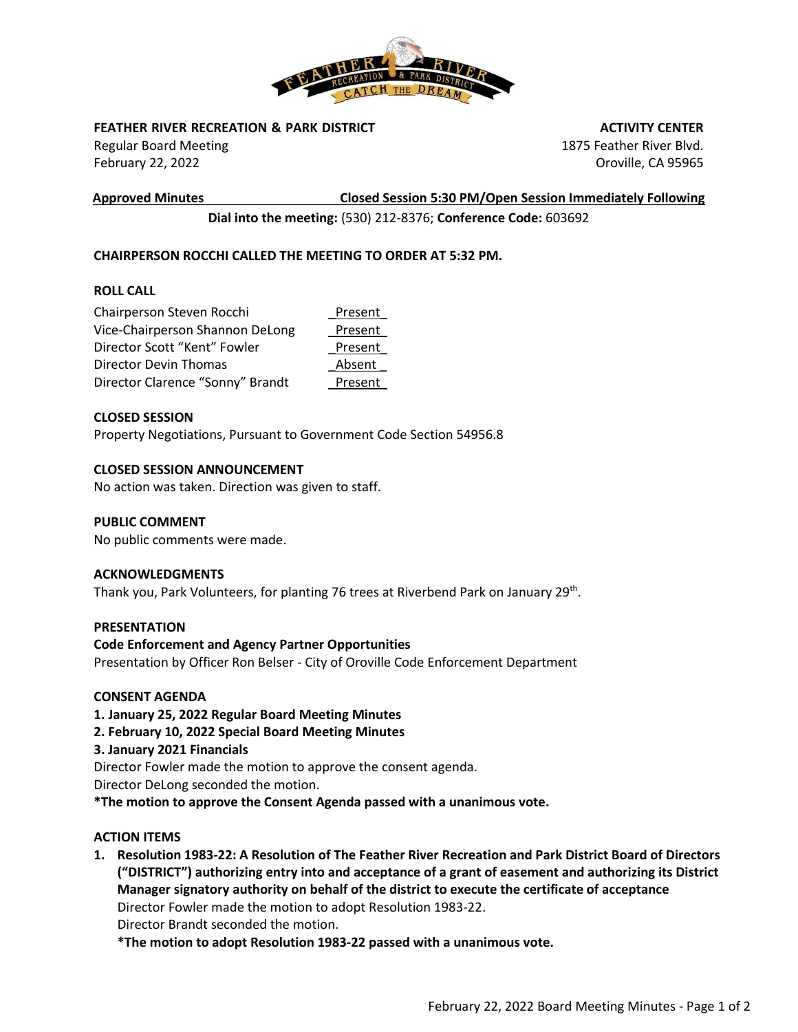**FEATHER RIVER RECREATION & PARK DISTRICT**
Regular Board Meeting
February 22, 2022

**ACTIVITY CENTER**
1875 Feather River Blvd.
Oroville, CA 95965

**Approved Minutes** — **Closed Session 5:30 PM/Open Session Immediately Following**

**Dial into the meeting:** (530) 212-8376; **Conference Code:** 603692

**CHAIRPERSON ROCCHI CALLED THE MEETING TO ORDER AT 5:32 PM.**

**ROLL CALL**

| | |
|---|---|
| Chairperson Steven Rocchi | Present |
| Vice-Chairperson Shannon DeLong | Present |
| Director Scott "Kent" Fowler | Present |
| Director Devin Thomas | Absent |
| Director Clarence "Sonny" Brandt | Present |

**CLOSED SESSION**
Property Negotiations, Pursuant to Government Code Section 54956.8

**CLOSED SESSION ANNOUNCEMENT**
No action was taken. Direction was given to staff.

**PUBLIC COMMENT**
No public comments were made.

**ACKNOWLEDGMENTS**
Thank you, Park Volunteers, for planting 76 trees at Riverbend Park on January 29th.

**PRESENTATION**
**Code Enforcement and Agency Partner Opportunities**
Presentation by Officer Ron Belser - City of Oroville Code Enforcement Department

**CONSENT AGENDA**
**1. January 25, 2022 Regular Board Meeting Minutes**
**2. February 10, 2022 Special Board Meeting Minutes**
**3. January 2021 Financials**
Director Fowler made the motion to approve the consent agenda.
Director DeLong seconded the motion.
**\*The motion to approve the Consent Agenda passed with a unanimous vote.**

**ACTION ITEMS**

1. **Resolution 1983-22: A Resolution of The Feather River Recreation and Park District Board of Directors ("DISTRICT") authorizing entry into and acceptance of a grant of easement and authorizing its District Manager signatory authority on behalf of the district to execute the certificate of acceptance**
   Director Fowler made the motion to adopt Resolution 1983-22.
   Director Brandt seconded the motion.
   **\*The motion to adopt Resolution 1983-22 passed with a unanimous vote.**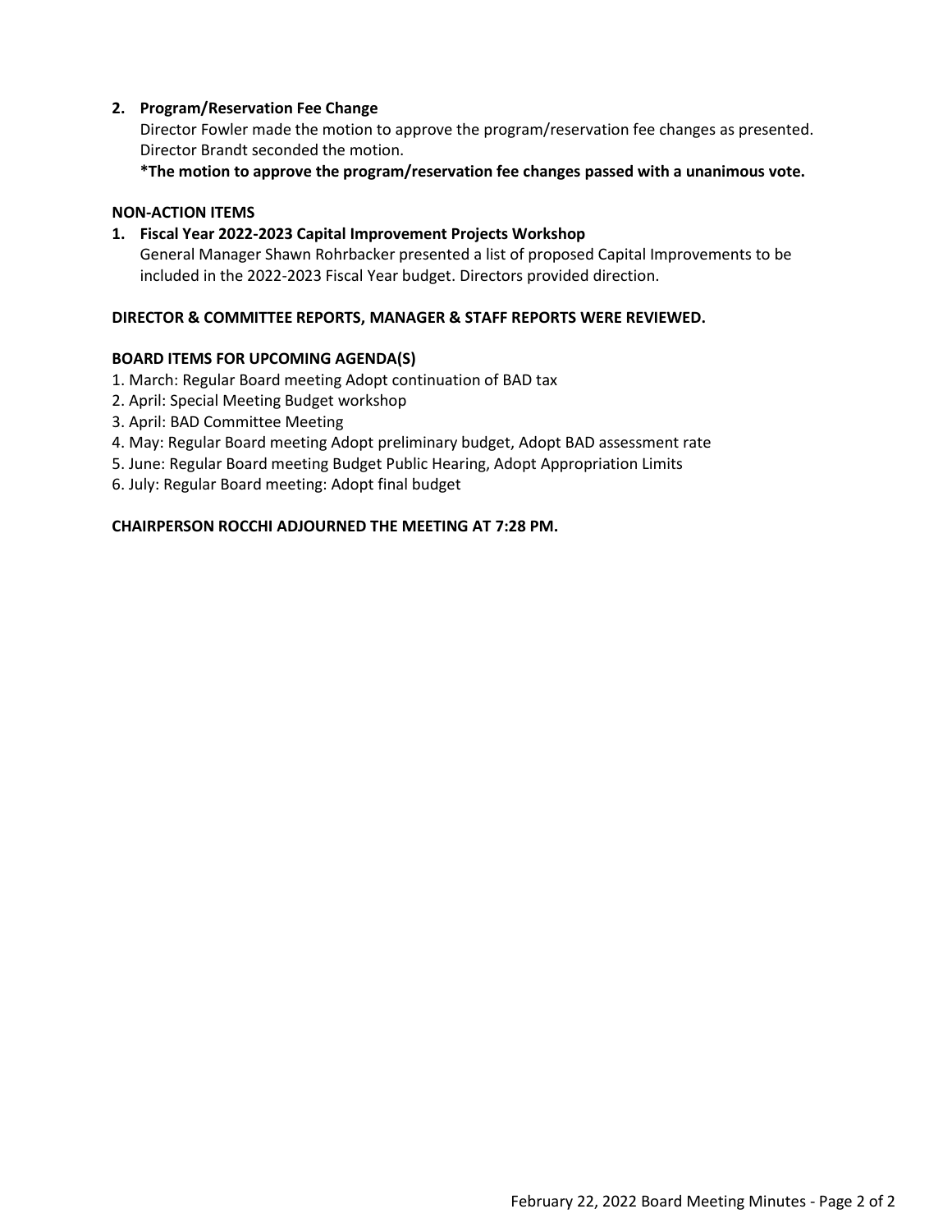**2. Program/Reservation Fee Change**

Director Fowler made the motion to approve the program/reservation fee changes as presented. Director Brandt seconded the motion.

**\*The motion to approve the program/reservation fee changes passed with a unanimous vote.**

**NON-ACTION ITEMS**

**1. Fiscal Year 2022-2023 Capital Improvement Projects Workshop**

General Manager Shawn Rohrbacker presented a list of proposed Capital Improvements to be included in the 2022-2023 Fiscal Year budget. Directors provided direction.

**DIRECTOR & COMMITTEE REPORTS, MANAGER & STAFF REPORTS WERE REVIEWED.**

**BOARD ITEMS FOR UPCOMING AGENDA(S)**

1. March: Regular Board meeting Adopt continuation of BAD tax
2. April: Special Meeting Budget workshop
3. April: BAD Committee Meeting
4. May: Regular Board meeting Adopt preliminary budget, Adopt BAD assessment rate
5. June: Regular Board meeting Budget Public Hearing, Adopt Appropriation Limits
6. July: Regular Board meeting: Adopt final budget

**CHAIRPERSON ROCCHI ADJOURNED THE MEETING AT 7:28 PM.**